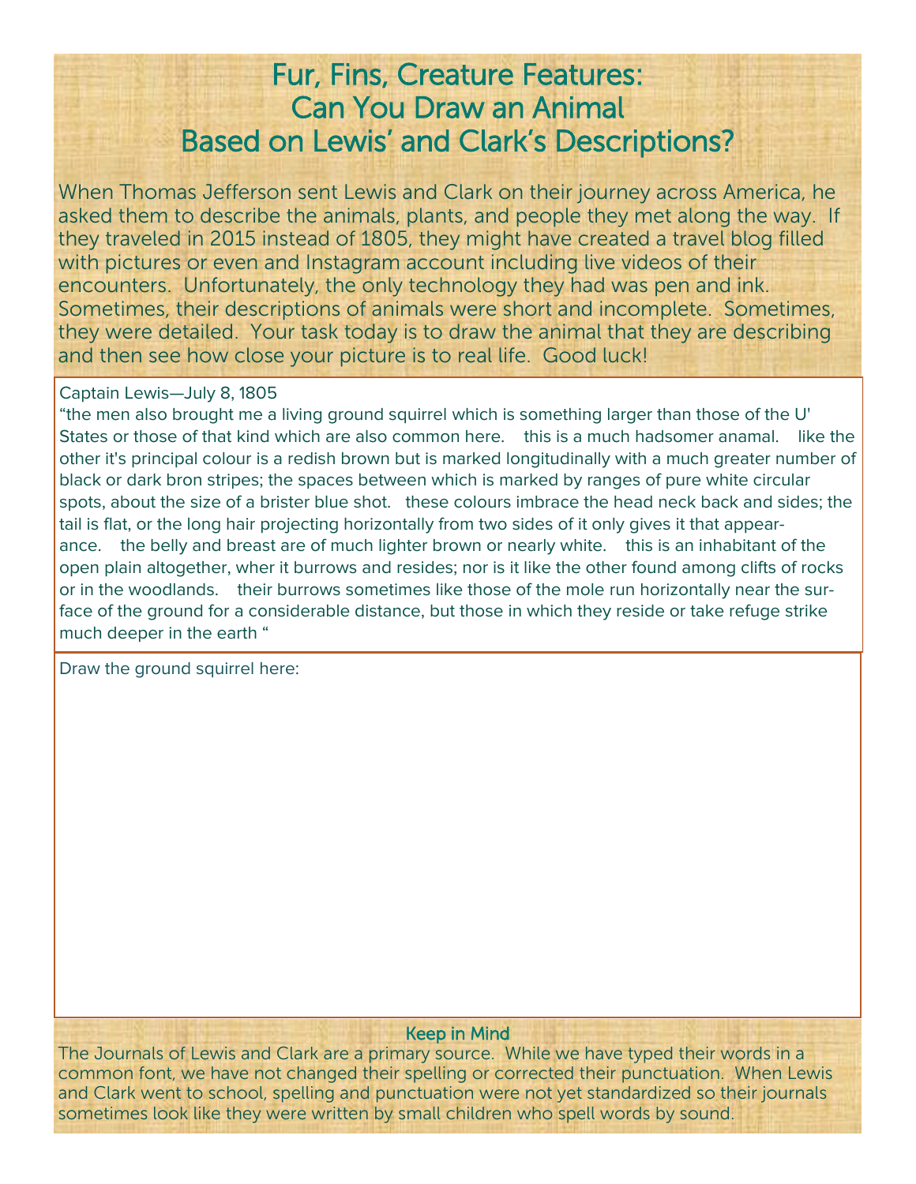# Fur, Fins, Creature Features: Can You Draw an Animal Based on Lewis' and Clark's Descriptions?

When Thomas Jefferson sent Lewis and Clark on their journey across America, he asked them to describe the animals, plants, and people they met along the way. If they traveled in 2015 instead of 1805, they might have created a travel blog filled with pictures or even and Instagram account including live videos of their encounters. Unfortunately, the only technology they had was pen and ink. Sometimes, their descriptions of animals were short and incomplete. Sometimes, they were detailed. Your task today is to draw the animal that they are describing and then see how close your picture is to real life. Good luck!

Captain Lewis—July 8, 1805

"the men also brought me a living ground squirrel which is something larger than those of the U' States or those of that kind which are also common here. this is a much hadsomer anamal. like the other it's principal colour is a redish brown but is marked longitudinally with a much greater number of black or dark bron stripes; the spaces between which is marked by ranges of pure white circular spots, about the size of a brister blue shot. these colours imbrace the head neck back and sides; the tail is flat, or the long hair projecting horizontally from two sides of it only gives it that appearance. the belly and breast are of much lighter brown or nearly white. this is an inhabitant of the open plain altogether, wher it burrows and resides; nor is it like the other found among clifts of rocks or in the woodlands. their burrows sometimes like those of the mole run horizontally near the surface of the ground for a considerable distance, but those in which they reside or take refuge strike much deeper in the earth "

Draw the ground squirrel here:

## Keep in Mind

The Journals of Lewis and Clark are a primary source. While we have typed their words in a common font, we have not changed their spelling or corrected their punctuation. When Lewis and Clark went to school, spelling and punctuation were not yet standardized so their journals sometimes look like they were written by small children who spell words by sound.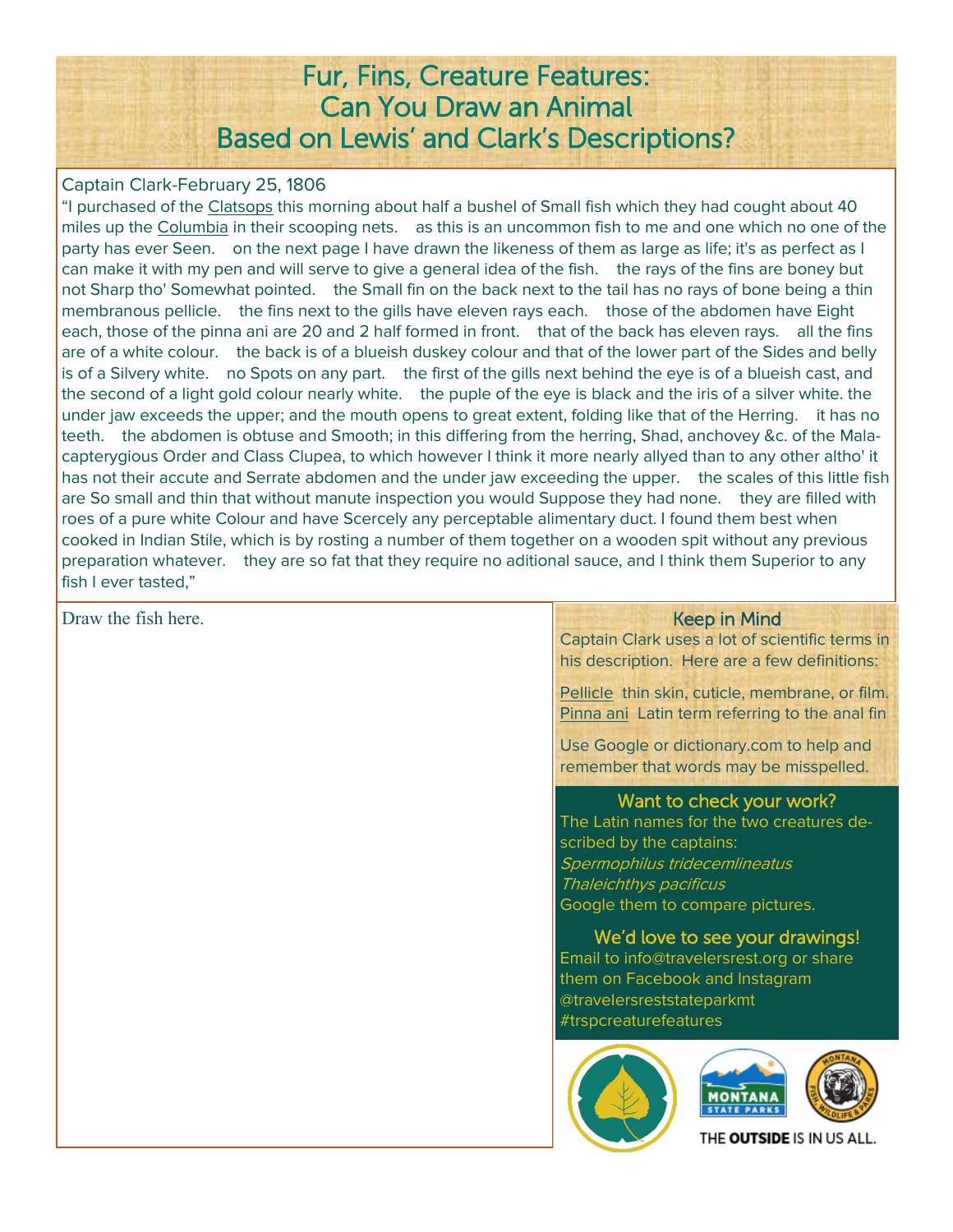# Fur, Fins, Creature Features: Can You Draw an Animal Based on Lewis' and Clark's Descriptions?

Captain Clark-February 25, 1806

"I purchased of the Clatsops this morning about half a bushel of Small fish which they had cought about 40 miles up the Columbia in their scooping nets. as this is an uncommon fish to me and one which no one of the party has ever Seen. on the next page I have drawn the likeness of them as large as life; it's as perfect as I can make it with my pen and will serve to give a general idea of the fish. the rays of the fins are boney but not Sharp tho' Somewhat pointed. the Small fin on the back next to the tail has no rays of bone being a thin membranous pellicle. the fins next to the gills have eleven rays each. those of the abdomen have Eight each, those of the pinna ani are 20 and 2 half formed in front. that of the back has eleven rays. all the fins are of a white colour. the back is of a blueish duskey colour and that of the lower part of the Sides and belly is of a Silvery white. no Spots on any part. the first of the gills next behind the eye is of a bluish cast, and the second of a light gold colour nearly white. the puple of the eye is black and the iris of a silver white. the under jaw exceeds the upper; and the mouth opens to great extent, folding like that of the Herring. it has no teeth. the abdomen is obtuse and Smooth; in this differing from the herring, Shad, anchovey &c. of the Mala-capterygious Order and Class Clupea, to which however I think it more nearly allyed than to any other altho' it has not their accute and Serrate abdomen and the under jaw exceeding the upper. the scales of this little fish are So small and thin that without manute inspection you would Suppose they had none. they are filled with roes of a pure white Colour and have Scercely any perceptable alimentary duct. I found them best when cooked in Indian Stile, which is by rosting a number of them together on a wooden spit without any previous preparation whatever. they are so fat that they require no aditional sauce, and I think them Superior to any fish I ever tasted,"

Draw the fish here.

## Keep in Mind

Captain Clark uses a lot of scientific terms in his description. Here are a few definitions:

Pellicle thin skin, cuticle, membrane, or film.
Pinna ani Latin term referring to the anal fin

Use Google or dictionary.com to help and remember that words may be misspelled.

## Want to check your work?

The Latin names for the two creatures described by the captains:
*Spermophilus tridecemlineatus*
*Thaleichthys pacificus*
Google them to compare pictures.

## We'd love to see your drawings!

Email to info@travelersrest.org or share them on Facebook and Instagram @travelersreststateparkmt #trspcreaturefeatures

MONTANA STATE PARKS

MONTANA FISH WILDLIFE & PARKS

THE **OUTSIDE** IS IN US ALL.